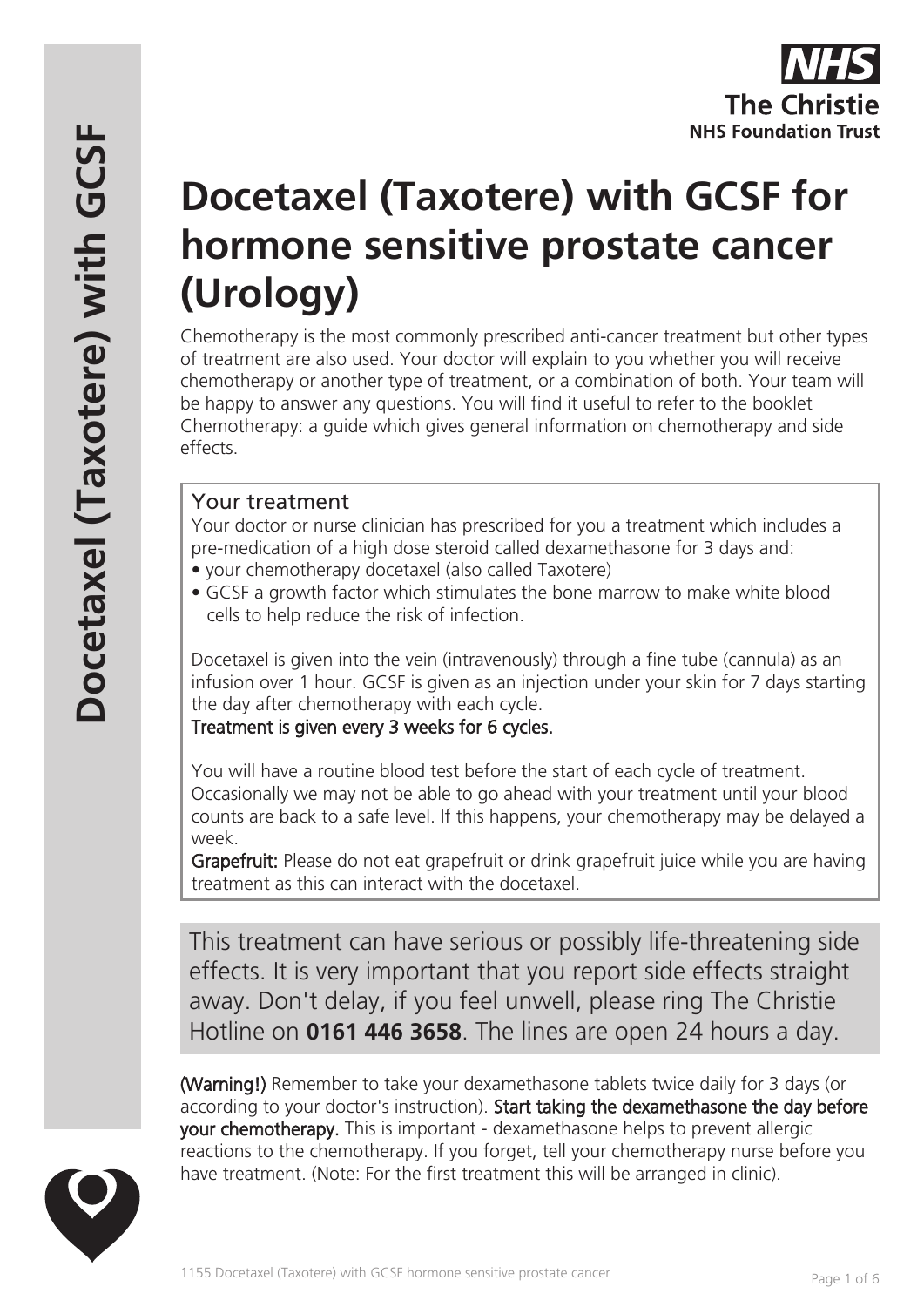# Docetaxel (Taxotere) with GCSF for hormone sensitive prostate cancer (Urology)

Chemotherapy is the most commonly prescribed anti-cancer treatment but other types of treatment are also used. Your doctor will explain to you whether you will receive chemotherapy or another type of treatment, or a combination of both. Your team will be happy to answer any questions. You will find it useful to refer to the booklet Chemotherapy: a guide which gives general information on chemotherapy and side effects.

## Your treatment

Your doctor or nurse clinician has prescribed for you a treatment which includes a pre-medication of a high dose steroid called dexamethasone for 3 days and:

- your chemotherapy docetaxel (also called Taxotere)
- GCSF a growth factor which stimulates the bone marrow to make white blood cells to help reduce the risk of infection.

Docetaxel is given into the vein (intravenously) through a fine tube (cannula) as an infusion over 1 hour. GCSF is given as an injection under your skin for 7 days starting the day after chemotherapy with each cycle.

**Treatment is given every 3 weeks for 6 cycles.**

You will have a routine blood test before the start of each cycle of treatment. Occasionally we may not be able to go ahead with your treatment until your blood counts are back to a safe level. If this happens, your chemotherapy may be delayed a week.

**Grapefruit:** Please do not eat grapefruit or drink grapefruit juice while you are having treatment as this can interact with the docetaxel.

This treatment can have serious or possibly life-threatening side effects. It is very important that you report side effects straight away. Don't delay, if you feel unwell, please ring The Christie Hotline on **0161 446 3658**. The lines are open 24 hours a day.

**(Warning!)** Remember to take your dexamethasone tablets twice daily for 3 days (or according to your doctor's instruction). **Start taking the dexamethasone the day before your chemotherapy.** This is important - dexamethasone helps to prevent allergic reactions to the chemotherapy. If you forget, tell your chemotherapy nurse before you have treatment. (Note: For the first treatment this will be arranged in clinic).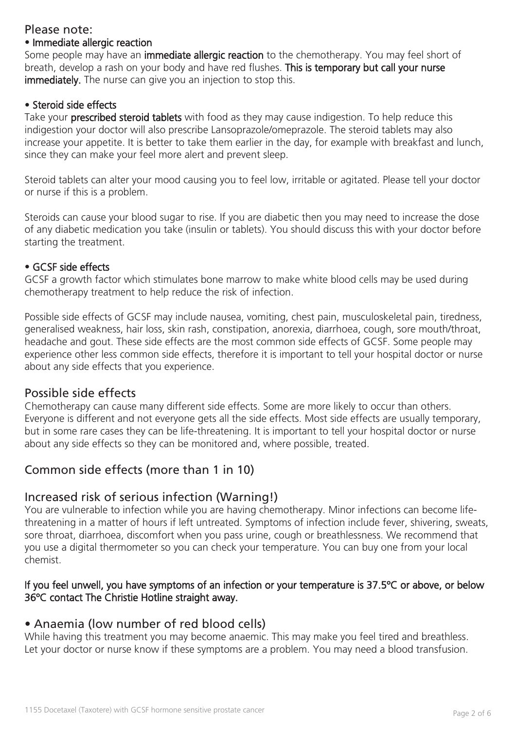## Please note:

**• Immediate allergic reaction**

Some people may have an **immediate allergic reaction** to the chemotherapy. You may feel short of breath, develop a rash on your body and have red flushes. **This is temporary but call your nurse immediately.** The nurse can give you an injection to stop this.

**• Steroid side effects**

Take your **prescribed steroid tablets** with food as they may cause indigestion. To help reduce this indigestion your doctor will also prescribe Lansoprazole/omeprazole. The steroid tablets may also increase your appetite. It is better to take them earlier in the day, for example with breakfast and lunch, since they can make your feel more alert and prevent sleep.

Steroid tablets can alter your mood causing you to feel low, irritable or agitated. Please tell your doctor or nurse if this is a problem.

Steroids can cause your blood sugar to rise. If you are diabetic then you may need to increase the dose of any diabetic medication you take (insulin or tablets). You should discuss this with your doctor before starting the treatment.

**• GCSF side effects**

GCSF a growth factor which stimulates bone marrow to make white blood cells may be used during chemotherapy treatment to help reduce the risk of infection.

Possible side effects of GCSF may include nausea, vomiting, chest pain, musculoskeletal pain, tiredness, generalised weakness, hair loss, skin rash, constipation, anorexia, diarrhoea, cough, sore mouth/throat, headache and gout. These side effects are the most common side effects of GCSF. Some people may experience other less common side effects, therefore it is important to tell your hospital doctor or nurse about any side effects that you experience.

## Possible side effects

Chemotherapy can cause many different side effects. Some are more likely to occur than others. Everyone is different and not everyone gets all the side effects. Most side effects are usually temporary, but in some rare cases they can be life-threatening. It is important to tell your hospital doctor or nurse about any side effects so they can be monitored and, where possible, treated.

## Common side effects (more than 1 in 10)

### Increased risk of serious infection (Warning!)

You are vulnerable to infection while you are having chemotherapy. Minor infections can become life-threatening in a matter of hours if left untreated. Symptoms of infection include fever, shivering, sweats, sore throat, diarrhoea, discomfort when you pass urine, cough or breathlessness. We recommend that you use a digital thermometer so you can check your temperature. You can buy one from your local chemist.

**If you feel unwell, you have symptoms of an infection or your temperature is 37.5ºC or above, or below 36ºC contact The Christie Hotline straight away.**

### • Anaemia (low number of red blood cells)

While having this treatment you may become anaemic. This may make you feel tired and breathless. Let your doctor or nurse know if these symptoms are a problem. You may need a blood transfusion.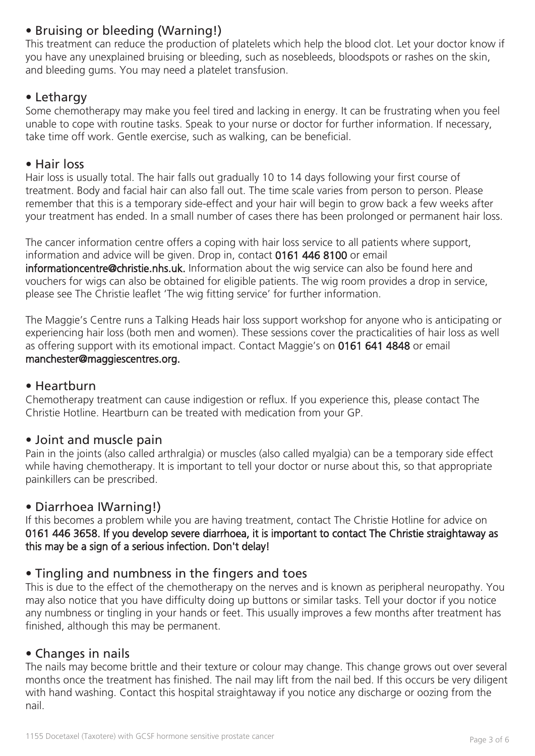## • Bruising or bleeding (Warning!)

This treatment can reduce the production of platelets which help the blood clot. Let your doctor know if you have any unexplained bruising or bleeding, such as nosebleeds, bloodspots or rashes on the skin, and bleeding gums. You may need a platelet transfusion.

## • Lethargy

Some chemotherapy may make you feel tired and lacking in energy. It can be frustrating when you feel unable to cope with routine tasks. Speak to your nurse or doctor for further information. If necessary, take time off work. Gentle exercise, such as walking, can be beneficial.

## • Hair loss

Hair loss is usually total. The hair falls out gradually 10 to 14 days following your first course of treatment. Body and facial hair can also fall out. The time scale varies from person to person. Please remember that this is a temporary side-effect and your hair will begin to grow back a few weeks after your treatment has ended. In a small number of cases there has been prolonged or permanent hair loss.

The cancer information centre offers a coping with hair loss service to all patients where support, information and advice will be given. Drop in, contact **0161 446 8100** or email **informationcentre@christie.nhs.uk.** Information about the wig service can also be found here and vouchers for wigs can also be obtained for eligible patients. The wig room provides a drop in service, please see The Christie leaflet 'The wig fitting service' for further information.

The Maggie's Centre runs a Talking Heads hair loss support workshop for anyone who is anticipating or experiencing hair loss (both men and women). These sessions cover the practicalities of hair loss as well as offering support with its emotional impact. Contact Maggie's on **0161 641 4848** or email **manchester@maggiescentres.org.**

## • Heartburn

Chemotherapy treatment can cause indigestion or reflux. If you experience this, please contact The Christie Hotline. Heartburn can be treated with medication from your GP.

## • Joint and muscle pain

Pain in the joints (also called arthralgia) or muscles (also called myalgia) can be a temporary side effect while having chemotherapy. It is important to tell your doctor or nurse about this, so that appropriate painkillers can be prescribed.

## • Diarrhoea IWarning!)

If this becomes a problem while you are having treatment, contact The Christie Hotline for advice on **0161 446 3658. If you develop severe diarrhoea, it is important to contact The Christie straightaway as this may be a sign of a serious infection. Don't delay!**

## • Tingling and numbness in the fingers and toes

This is due to the effect of the chemotherapy on the nerves and is known as peripheral neuropathy. You may also notice that you have difficulty doing up buttons or similar tasks. Tell your doctor if you notice any numbness or tingling in your hands or feet. This usually improves a few months after treatment has finished, although this may be permanent.

## • Changes in nails

The nails may become brittle and their texture or colour may change. This change grows out over several months once the treatment has finished. The nail may lift from the nail bed. If this occurs be very diligent with hand washing. Contact this hospital straightaway if you notice any discharge or oozing from the nail.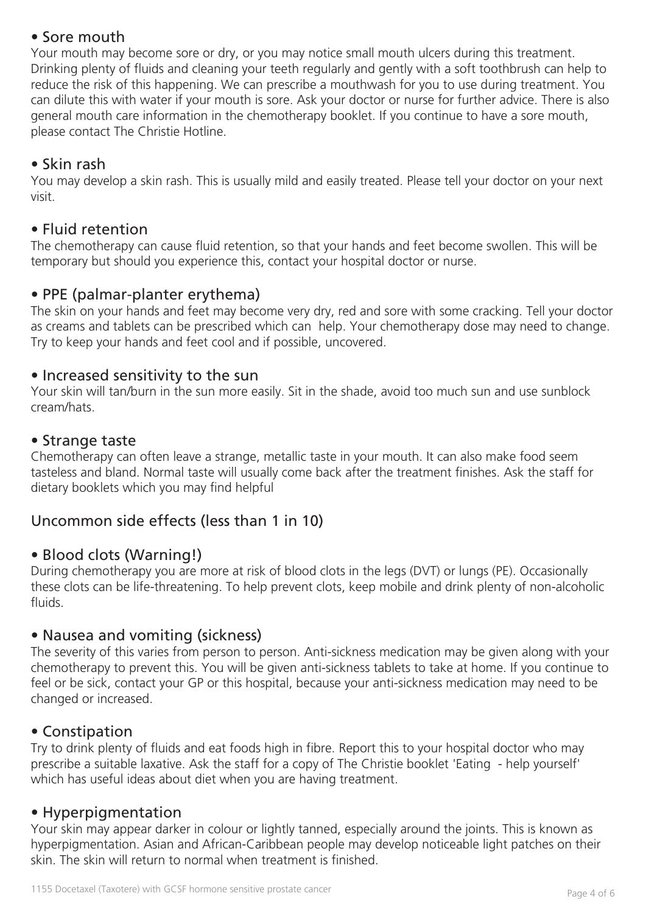### • Sore mouth

Your mouth may become sore or dry, or you may notice small mouth ulcers during this treatment. Drinking plenty of fluids and cleaning your teeth regularly and gently with a soft toothbrush can help to reduce the risk of this happening. We can prescribe a mouthwash for you to use during treatment. You can dilute this with water if your mouth is sore. Ask your doctor or nurse for further advice. There is also general mouth care information in the chemotherapy booklet. If you continue to have a sore mouth, please contact The Christie Hotline.

### • Skin rash

You may develop a skin rash. This is usually mild and easily treated. Please tell your doctor on your next visit.

### • Fluid retention

The chemotherapy can cause fluid retention, so that your hands and feet become swollen. This will be temporary but should you experience this, contact your hospital doctor or nurse.

### • PPE (palmar-planter erythema)

The skin on your hands and feet may become very dry, red and sore with some cracking. Tell your doctor as creams and tablets can be prescribed which can help. Your chemotherapy dose may need to change. Try to keep your hands and feet cool and if possible, uncovered.

### • Increased sensitivity to the sun

Your skin will tan/burn in the sun more easily. Sit in the shade, avoid too much sun and use sunblock cream/hats.

### • Strange taste

Chemotherapy can often leave a strange, metallic taste in your mouth. It can also make food seem tasteless and bland. Normal taste will usually come back after the treatment finishes. Ask the staff for dietary booklets which you may find helpful

## Uncommon side effects (less than 1 in 10)

### • Blood clots (Warning!)

During chemotherapy you are more at risk of blood clots in the legs (DVT) or lungs (PE). Occasionally these clots can be life-threatening. To help prevent clots, keep mobile and drink plenty of non-alcoholic fluids.

### • Nausea and vomiting (sickness)

The severity of this varies from person to person. Anti-sickness medication may be given along with your chemotherapy to prevent this. You will be given anti-sickness tablets to take at home. If you continue to feel or be sick, contact your GP or this hospital, because your anti-sickness medication may need to be changed or increased.

### • Constipation

Try to drink plenty of fluids and eat foods high in fibre. Report this to your hospital doctor who may prescribe a suitable laxative. Ask the staff for a copy of The Christie booklet 'Eating - help yourself' which has useful ideas about diet when you are having treatment.

### • Hyperpigmentation

Your skin may appear darker in colour or lightly tanned, especially around the joints. This is known as hyperpigmentation. Asian and African-Caribbean people may develop noticeable light patches on their skin. The skin will return to normal when treatment is finished.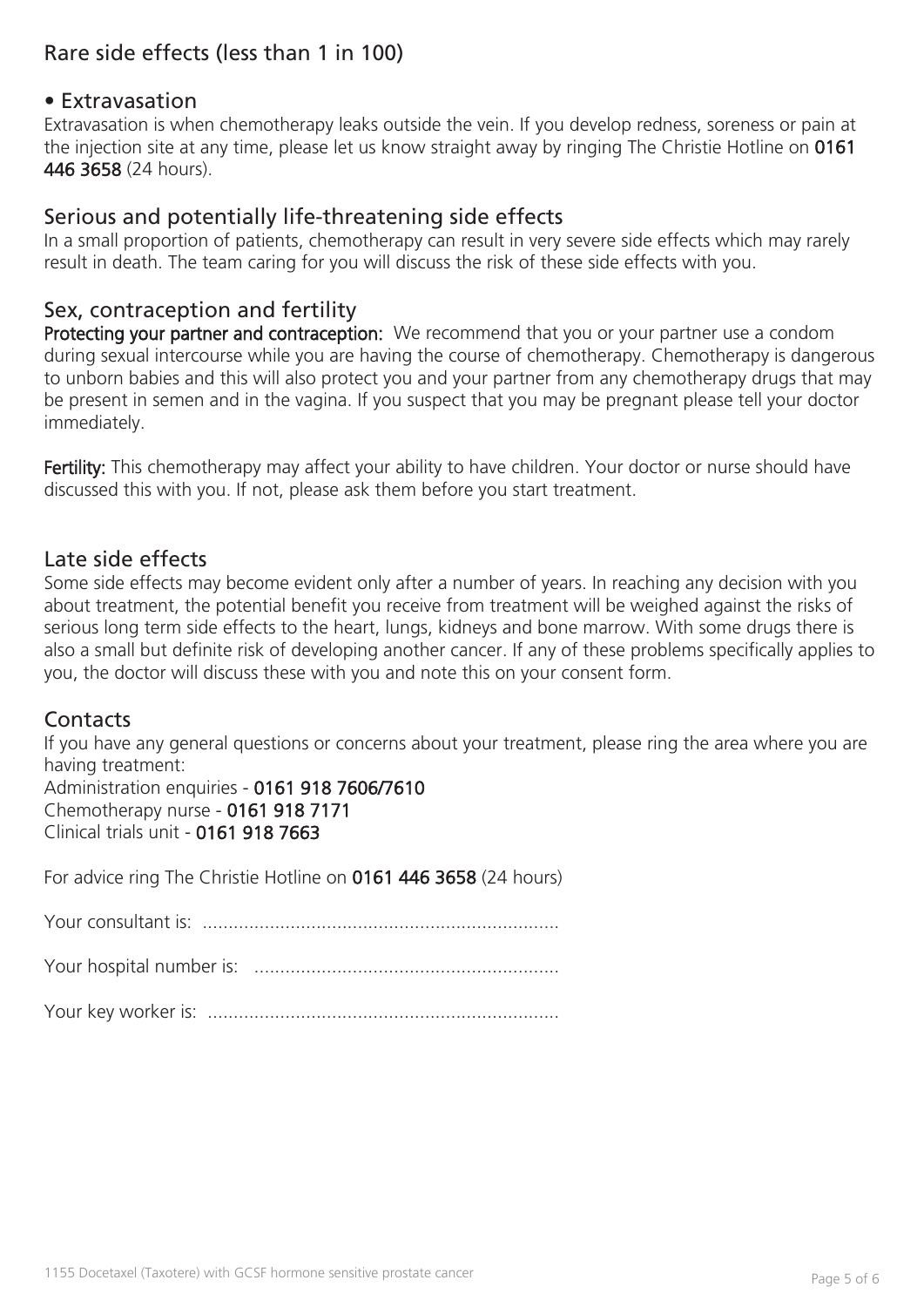## Rare side effects (less than 1 in 100)

### • Extravasation

Extravasation is when chemotherapy leaks outside the vein. If you develop redness, soreness or pain at the injection site at any time, please let us know straight away by ringing The Christie Hotline on **0161 446 3658** (24 hours).

## Serious and potentially life-threatening side effects

In a small proportion of patients, chemotherapy can result in very severe side effects which may rarely result in death. The team caring for you will discuss the risk of these side effects with you.

## Sex, contraception and fertility

**Protecting your partner and contraception:** We recommend that you or your partner use a condom during sexual intercourse while you are having the course of chemotherapy. Chemotherapy is dangerous to unborn babies and this will also protect you and your partner from any chemotherapy drugs that may be present in semen and in the vagina. If you suspect that you may be pregnant please tell your doctor immediately.

**Fertility:** This chemotherapy may affect your ability to have children. Your doctor or nurse should have discussed this with you. If not, please ask them before you start treatment.

## Late side effects

Some side effects may become evident only after a number of years. In reaching any decision with you about treatment, the potential benefit you receive from treatment will be weighed against the risks of serious long term side effects to the heart, lungs, kidneys and bone marrow. With some drugs there is also a small but definite risk of developing another cancer. If any of these problems specifically applies to you, the doctor will discuss these with you and note this on your consent form.

## Contacts

If you have any general questions or concerns about your treatment, please ring the area where you are having treatment:
Administration enquiries - **0161 918 7606/7610**
Chemotherapy nurse - **0161 918 7171**
Clinical trials unit - **0161 918 7663**

For advice ring The Christie Hotline on **0161 446 3658** (24 hours)

Your consultant is: ....................................................................

Your hospital number is: ...........................................................

Your key worker is: ....................................................................

1155 Docetaxel (Taxotere) with GCSF hormone sensitive prostate cancer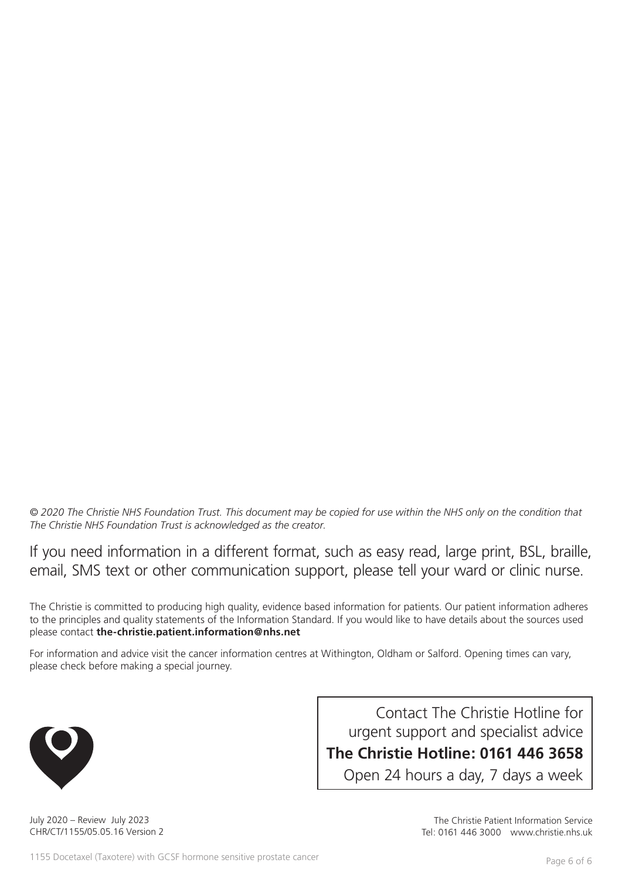*© 2020 The Christie NHS Foundation Trust. This document may be copied for use within the NHS only on the condition that The Christie NHS Foundation Trust is acknowledged as the creator.*

If you need information in a different format, such as easy read, large print, BSL, braille, email, SMS text or other communication support, please tell your ward or clinic nurse.

The Christie is committed to producing high quality, evidence based information for patients. Our patient information adheres to the principles and quality statements of the Information Standard. If you would like to have details about the sources used please contact **the-christie.patient.information@nhs.net**

For information and advice visit the cancer information centres at Withington, Oldham or Salford. Opening times can vary, please check before making a special journey.

Contact The Christie Hotline for urgent support and specialist advice

**The Christie Hotline: 0161 446 3658**

Open 24 hours a day, 7 days a week

July 2020 – Review July 2023
CHR/CT/1155/05.05.16 Version 2

The Christie Patient Information Service
Tel: 0161 446 3000 www.christie.nhs.uk

1155 Docetaxel (Taxotere) with GCSF hormone sensitive prostate cancer